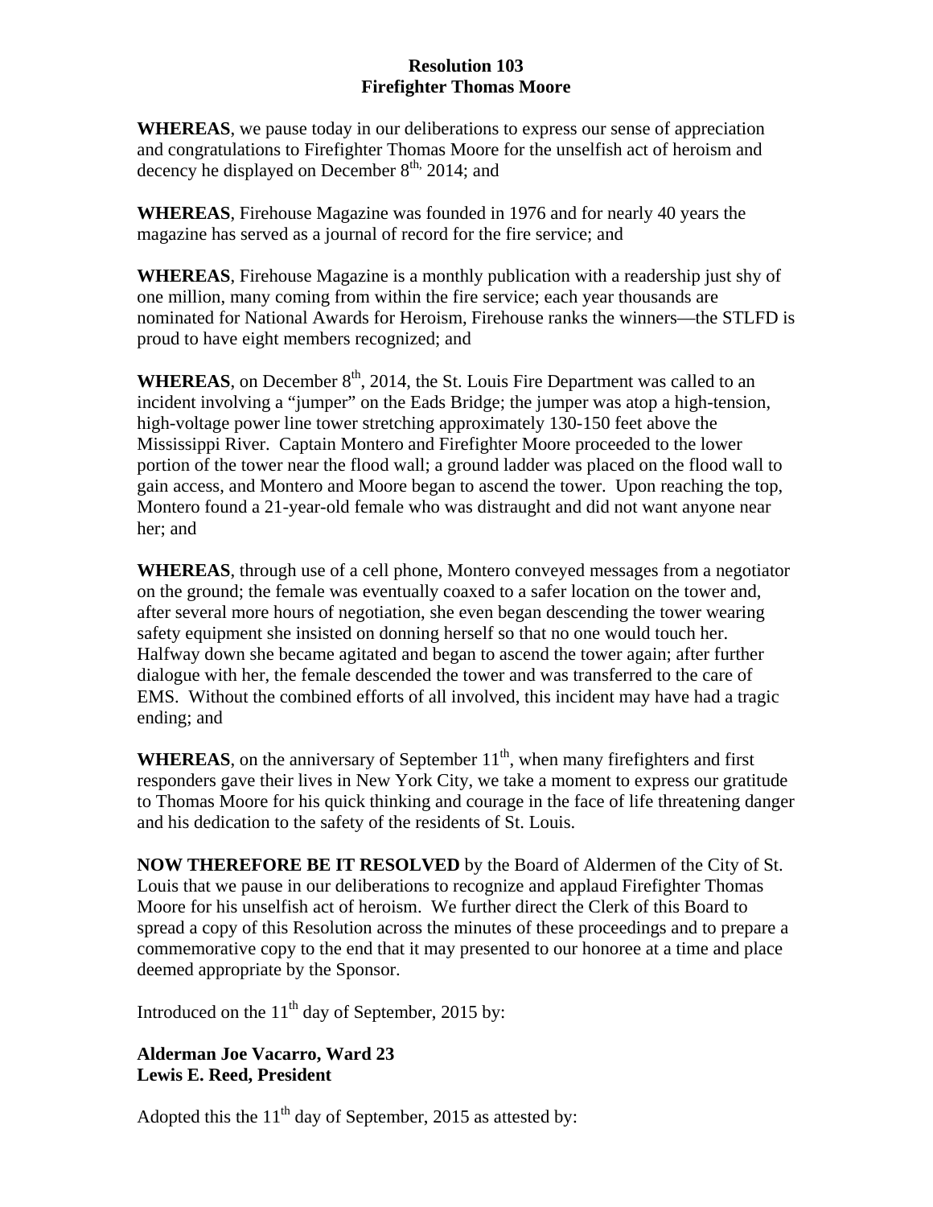**Resolution 103**
**Firefighter Thomas Moore**

**WHEREAS**, we pause today in our deliberations to express our sense of appreciation and congratulations to Firefighter Thomas Moore for the unselfish act of heroism and decency he displayed on December 8th, 2014; and

**WHEREAS**, Firehouse Magazine was founded in 1976 and for nearly 40 years the magazine has served as a journal of record for the fire service; and

**WHEREAS**, Firehouse Magazine is a monthly publication with a readership just shy of one million, many coming from within the fire service; each year thousands are nominated for National Awards for Heroism, Firehouse ranks the winners—the STLFD is proud to have eight members recognized; and

**WHEREAS**, on December 8th, 2014, the St. Louis Fire Department was called to an incident involving a "jumper" on the Eads Bridge; the jumper was atop a high-tension, high-voltage power line tower stretching approximately 130-150 feet above the Mississippi River. Captain Montero and Firefighter Moore proceeded to the lower portion of the tower near the flood wall; a ground ladder was placed on the flood wall to gain access, and Montero and Moore began to ascend the tower. Upon reaching the top, Montero found a 21-year-old female who was distraught and did not want anyone near her; and

**WHEREAS**, through use of a cell phone, Montero conveyed messages from a negotiator on the ground; the female was eventually coaxed to a safer location on the tower and, after several more hours of negotiation, she even began descending the tower wearing safety equipment she insisted on donning herself so that no one would touch her. Halfway down she became agitated and began to ascend the tower again; after further dialogue with her, the female descended the tower and was transferred to the care of EMS. Without the combined efforts of all involved, this incident may have had a tragic ending; and

**WHEREAS**, on the anniversary of September 11th, when many firefighters and first responders gave their lives in New York City, we take a moment to express our gratitude to Thomas Moore for his quick thinking and courage in the face of life threatening danger and his dedication to the safety of the residents of St. Louis.

**NOW THEREFORE BE IT RESOLVED** by the Board of Aldermen of the City of St. Louis that we pause in our deliberations to recognize and applaud Firefighter Thomas Moore for his unselfish act of heroism. We further direct the Clerk of this Board to spread a copy of this Resolution across the minutes of these proceedings and to prepare a commemorative copy to the end that it may presented to our honoree at a time and place deemed appropriate by the Sponsor.

Introduced on the 11th day of September, 2015 by:

**Alderman Joe Vacarro, Ward 23**
**Lewis E. Reed, President**

Adopted this the 11th day of September, 2015 as attested by: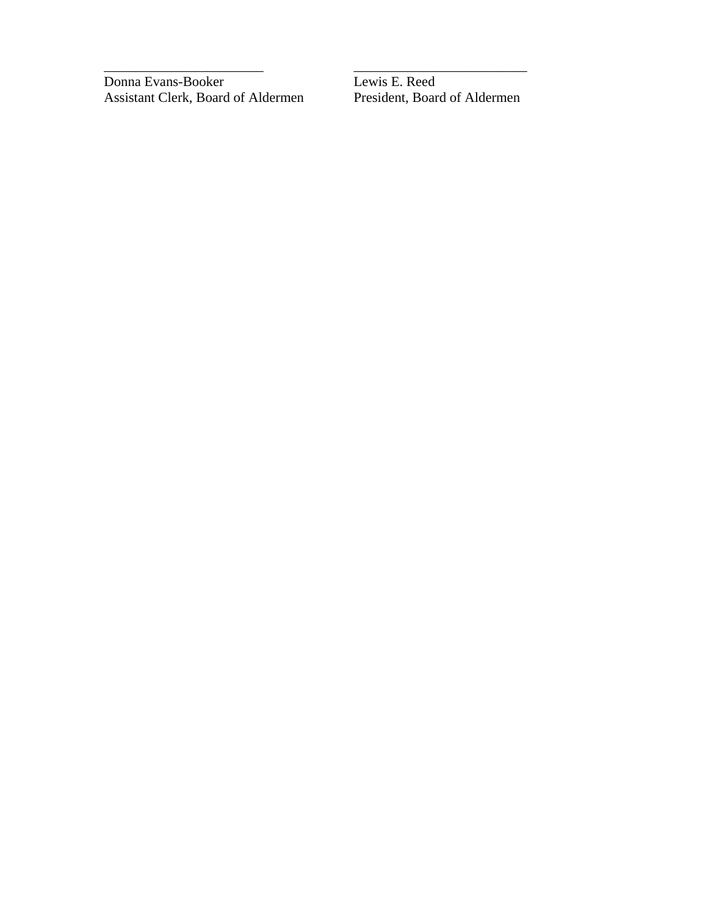| | |
|---|---|
| _______________________ | _________________________ |
| Donna Evans-Booker | Lewis E. Reed |
| Assistant Clerk, Board of Aldermen | President, Board of Aldermen |